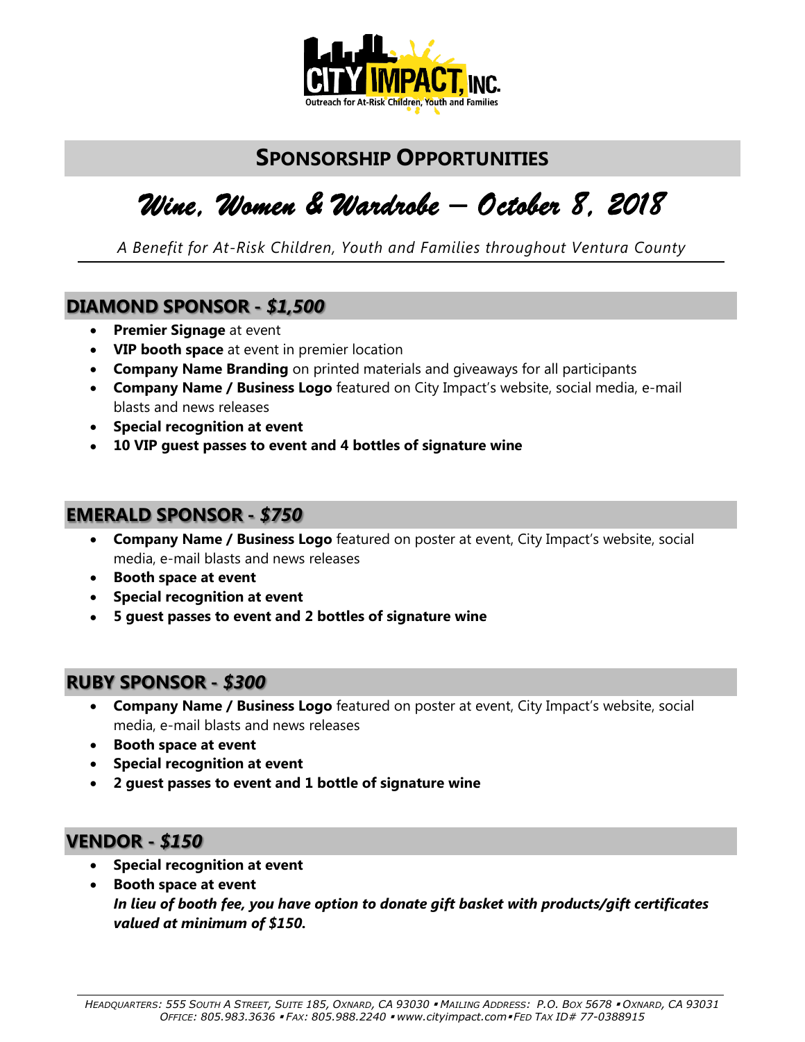## SPONSORSHIP OPPORTUNITIES

# *Wine, Women & Wardrobe – October 8, 2018*

*A Benefit for At-Risk Children, Youth and Families throughout Ventura County*

### DIAMOND SPONSOR - *$1,500*

- **Premier Signage** at event
- **VIP booth space** at event in premier location
- **Company Name Branding** on printed materials and giveaways for all participants
- **Company Name / Business Logo** featured on City Impact's website, social media, e-mail blasts and news releases
- **Special recognition at event**
- **10 VIP guest passes to event and 4 bottles of signature wine**

### EMERALD SPONSOR - *$750*

- **Company Name / Business Logo** featured on poster at event, City Impact's website, social media, e-mail blasts and news releases
- **Booth space at event**
- **Special recognition at event**
- **5 guest passes to event and 2 bottles of signature wine**

### RUBY SPONSOR - *$300*

- **Company Name / Business Logo** featured on poster at event, City Impact's website, social media, e-mail blasts and news releases
- **Booth space at event**
- **Special recognition at event**
- **2 guest passes to event and 1 bottle of signature wine**

### VENDOR - *$150*

- **Special recognition at event**
- **Booth space at event**
  ***In lieu of booth fee, you have option to donate gift basket with products/gift certificates valued at minimum of $150.***

*HEADQUARTERS: 555 SOUTH A STREET, SUITE 185, OXNARD, CA 93030 ▪ MAILING ADDRESS: P.O. BOX 5678 ▪ OXNARD, CA 93031*
*OFFICE: 805.983.3636 ▪ FAX: 805.988.2240 ▪ www.cityimpact.com ▪ FED TAX ID# 77-0388915*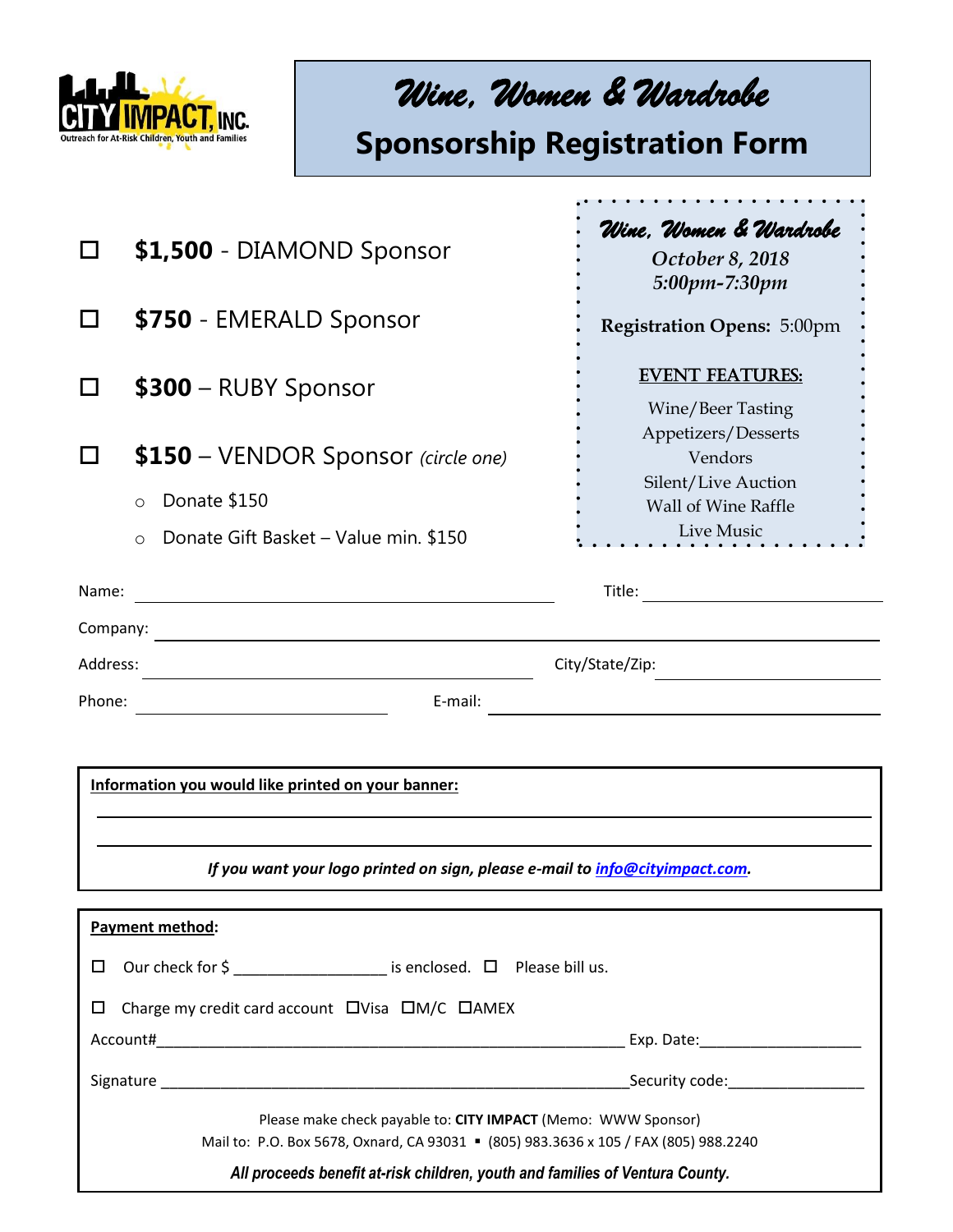CITY IMPACT, INC.
Outreach for At-Risk Children, Youth and Families

# Wine, Women & Wardrobe

## Sponsorship Registration Form

- ☐ **$1,500** - DIAMOND Sponsor
- ☐ **$750** - EMERALD Sponsor
- ☐ **$300** – RUBY Sponsor
- ☐ **$150** – VENDOR Sponsor *(circle one)*
  - ○ Donate $150
  - ○ Donate Gift Basket – Value min. $150

**Wine, Women & Wardrobe**
*October 8, 2018*
*5:00pm-7:30pm*

**Registration Opens:** 5:00pm

**EVENT FEATURES:**

Wine/Beer Tasting
Appetizers/Desserts
Vendors
Silent/Live Auction
Wall of Wine Raffle
Live Music

Name: ______________________________ Title: ____________________

Company: ____________________________________________________

Address: ____________________________ City/State/Zip: ______________

Phone: ____________________ E-mail: ______________________________

**Information you would like printed on your banner:**

____________________________________________________________

____________________________________________________________

***If you want your logo printed on sign, please e-mail to [info@cityimpact.com](mailto:info@cityimpact.com).***

**Payment method:**

☐ Our check for $ _________________ is enclosed. ☐ Please bill us.

☐ Charge my credit card account ☐Visa ☐M/C ☐AMEX

Account#____________________________________________________ Exp. Date:__________________

Signature ___________________________________________________Security code:_______________

Please make check payable to: **CITY IMPACT** (Memo: WWW Sponsor)
Mail to: P.O. Box 5678, Oxnard, CA 93031 ▪ (805) 983.3636 x 105 / FAX (805) 988.2240

***All proceeds benefit at-risk children, youth and families of Ventura County.***